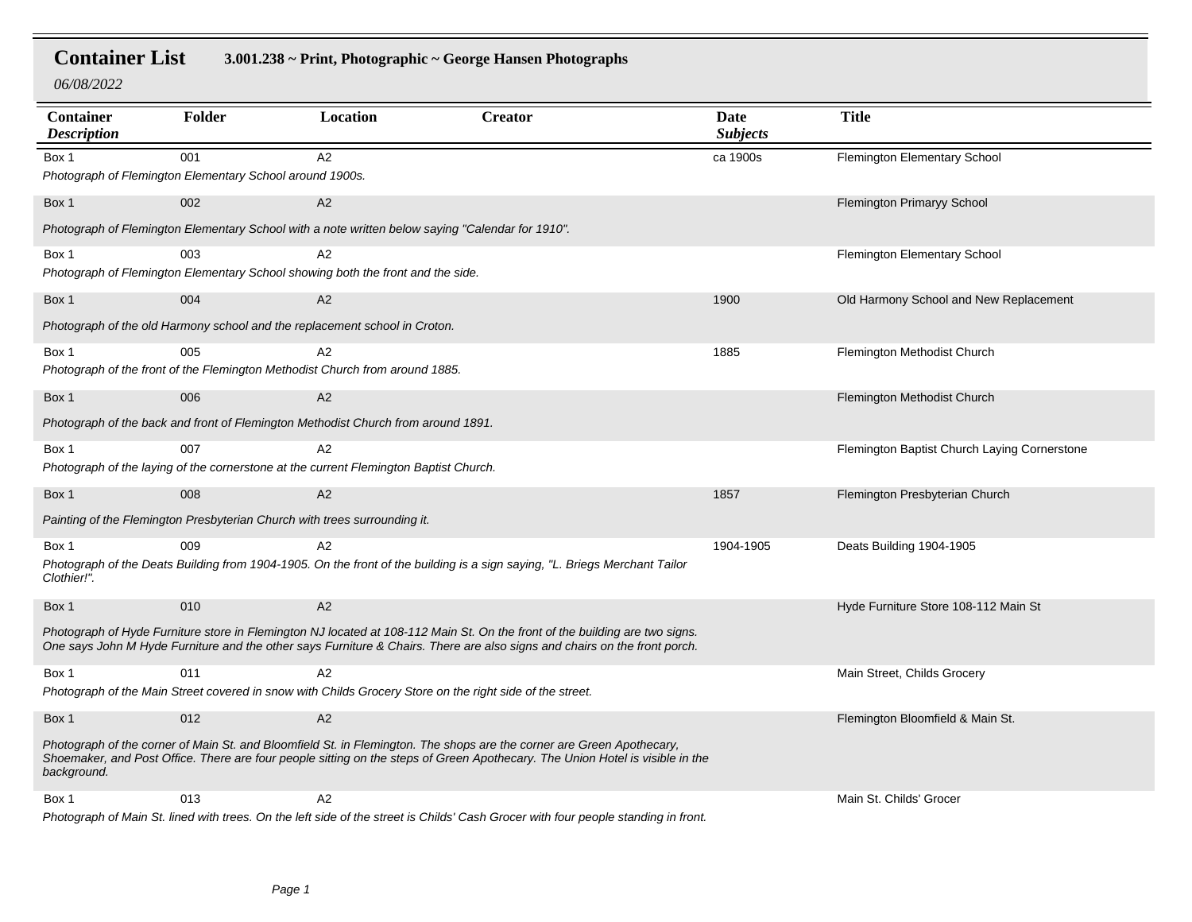# Container List

**3.001.238 ~ Print, Photographic ~ George Hansen Photographs**

*06/08/2022*

| Container *Description* | Folder | Location | Creator | Date *Subjects* | Title |
|---|---|---|---|---|---|
| Box 1 | 001 | A2 | | ca 1900s | Flemington Elementary School |
| *Photograph of Flemington Elementary School around 1900s.* | | | | | |
| Box 1 | 002 | A2 | | | Flemington Primaryy School |
| *Photograph of Flemington Elementary School with a note written below saying "Calendar for 1910".* | | | | | |
| Box 1 | 003 | A2 | | | Flemington Elementary School |
| *Photograph of Flemington Elementary School showing both the front and the side.* | | | | | |
| Box 1 | 004 | A2 | | 1900 | Old Harmony School and New Replacement |
| *Photograph of the old Harmony school and the replacement school in Croton.* | | | | | |
| Box 1 | 005 | A2 | | 1885 | Flemington Methodist Church |
| *Photograph of the front of the Flemington Methodist Church from around 1885.* | | | | | |
| Box 1 | 006 | A2 | | | Flemington Methodist Church |
| *Photograph of the back and front of Flemington Methodist Church from around 1891.* | | | | | |
| Box 1 | 007 | A2 | | | Flemington Baptist Church Laying Cornerstone |
| *Photograph of the laying of the cornerstone at the current Flemington Baptist Church.* | | | | | |
| Box 1 | 008 | A2 | | 1857 | Flemington Presbyterian Church |
| *Painting of the Flemington Presbyterian Church with trees surrounding it.* | | | | | |
| Box 1 | 009 | A2 | | 1904-1905 | Deats Building 1904-1905 |
| *Photograph of the Deats Building from 1904-1905. On the front of the building is a sign saying, "L. Briegs Merchant Tailor Clothier!".* | | | | | |
| Box 1 | 010 | A2 | | | Hyde Furniture Store 108-112 Main St |
| *Photograph of Hyde Furniture store in Flemington NJ located at 108-112 Main St. On the front of the building are two signs. One says John M Hyde Furniture and the other says Furniture & Chairs. There are also signs and chairs on the front porch.* | | | | | |
| Box 1 | 011 | A2 | | | Main Street, Childs Grocery |
| *Photograph of the Main Street covered in snow with Childs Grocery Store on the right side of the street.* | | | | | |
| Box 1 | 012 | A2 | | | Flemington Bloomfield & Main St. |
| *Photograph of the corner of Main St. and Bloomfield St. in Flemington. The shops are the corner are Green Apothecary, Shoemaker, and Post Office. There are four people sitting on the steps of Green Apothecary. The Union Hotel is visible in the background.* | | | | | |
| Box 1 | 013 | A2 | | | Main St. Childs' Grocer |
| *Photograph of Main St. lined with trees. On the left side of the street is Childs' Cash Grocer with four people standing in front.* | | | | | |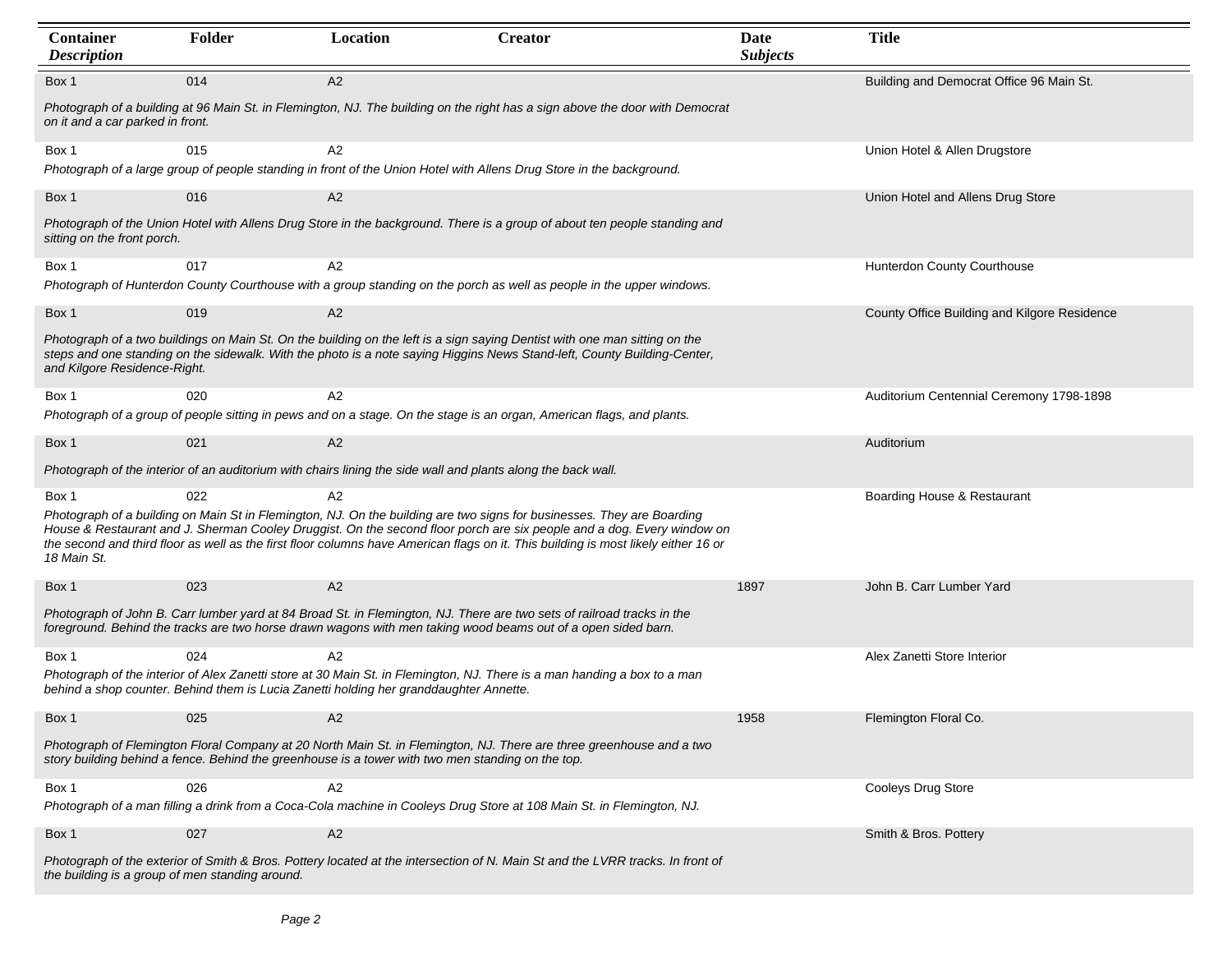| Container Description | Folder | Location | Creator | Date Subjects | Title |
|---|---|---|---|---|---|
| Box 1 | 014 | A2 | | | Building and Democrat Office 96 Main St. |
| *Photograph of a building at 96 Main St. in Flemington, NJ. The building on the right has a sign above the door with Democrat on it and a car parked in front.* | | | | | |
| Box 1 | 015 | A2 | | | Union Hotel & Allen Drugstore |
| *Photograph of a large group of people standing in front of the Union Hotel with Allens Drug Store in the background.* | | | | | |
| Box 1 | 016 | A2 | | | Union Hotel and Allens Drug Store |
| *Photograph of the Union Hotel with Allens Drug Store in the background. There is a group of about ten people standing and sitting on the front porch.* | | | | | |
| Box 1 | 017 | A2 | | | Hunterdon County Courthouse |
| *Photograph of Hunterdon County Courthouse with a group standing on the porch as well as people in the upper windows.* | | | | | |
| Box 1 | 019 | A2 | | | County Office Building and Kilgore Residence |
| *Photograph of a two buildings on Main St. On the building on the left is a sign saying Dentist with one man sitting on the steps and one standing on the sidewalk. With the photo is a note saying Higgins News Stand-left, County Building-Center, and Kilgore Residence-Right.* | | | | | |
| Box 1 | 020 | A2 | | | Auditorium Centennial Ceremony 1798-1898 |
| *Photograph of a group of people sitting in pews and on a stage. On the stage is an organ, American flags, and plants.* | | | | | |
| Box 1 | 021 | A2 | | | Auditorium |
| *Photograph of the interior of an auditorium with chairs lining the side wall and plants along the back wall.* | | | | | |
| Box 1 | 022 | A2 | | | Boarding House & Restaurant |
| *Photograph of a building on Main St in Flemington, NJ. On the building are two signs for businesses. They are Boarding House & Restaurant and J. Sherman Cooley Druggist. On the second floor porch are six people and a dog. Every window on the second and third floor as well as the first floor columns have American flags on it. This building is most likely either 16 or 18 Main St.* | | | | | |
| Box 1 | 023 | A2 | | 1897 | John B. Carr Lumber Yard |
| *Photograph of John B. Carr lumber yard at 84 Broad St. in Flemington, NJ. There are two sets of railroad tracks in the foreground. Behind the tracks are two horse drawn wagons with men taking wood beams out of a open sided barn.* | | | | | |
| Box 1 | 024 | A2 | | | Alex Zanetti Store Interior |
| *Photograph of the interior of Alex Zanetti store at 30 Main St. in Flemington, NJ. There is a man handing a box to a man behind a shop counter. Behind them is Lucia Zanetti holding her granddaughter Annette.* | | | | | |
| Box 1 | 025 | A2 | | 1958 | Flemington Floral Co. |
| *Photograph of Flemington Floral Company at 20 North Main St. in Flemington, NJ. There are three greenhouse and a two story building behind a fence. Behind the greenhouse is a tower with two men standing on the top.* | | | | | |
| Box 1 | 026 | A2 | | | Cooleys Drug Store |
| *Photograph of a man filling a drink from a Coca-Cola machine in Cooleys Drug Store at 108 Main St. in Flemington, NJ.* | | | | | |
| Box 1 | 027 | A2 | | | Smith & Bros. Pottery |
| *Photograph of the exterior of Smith & Bros. Pottery located at the intersection of N. Main St and the LVRR tracks. In front of the building is a group of men standing around.* | | | | | |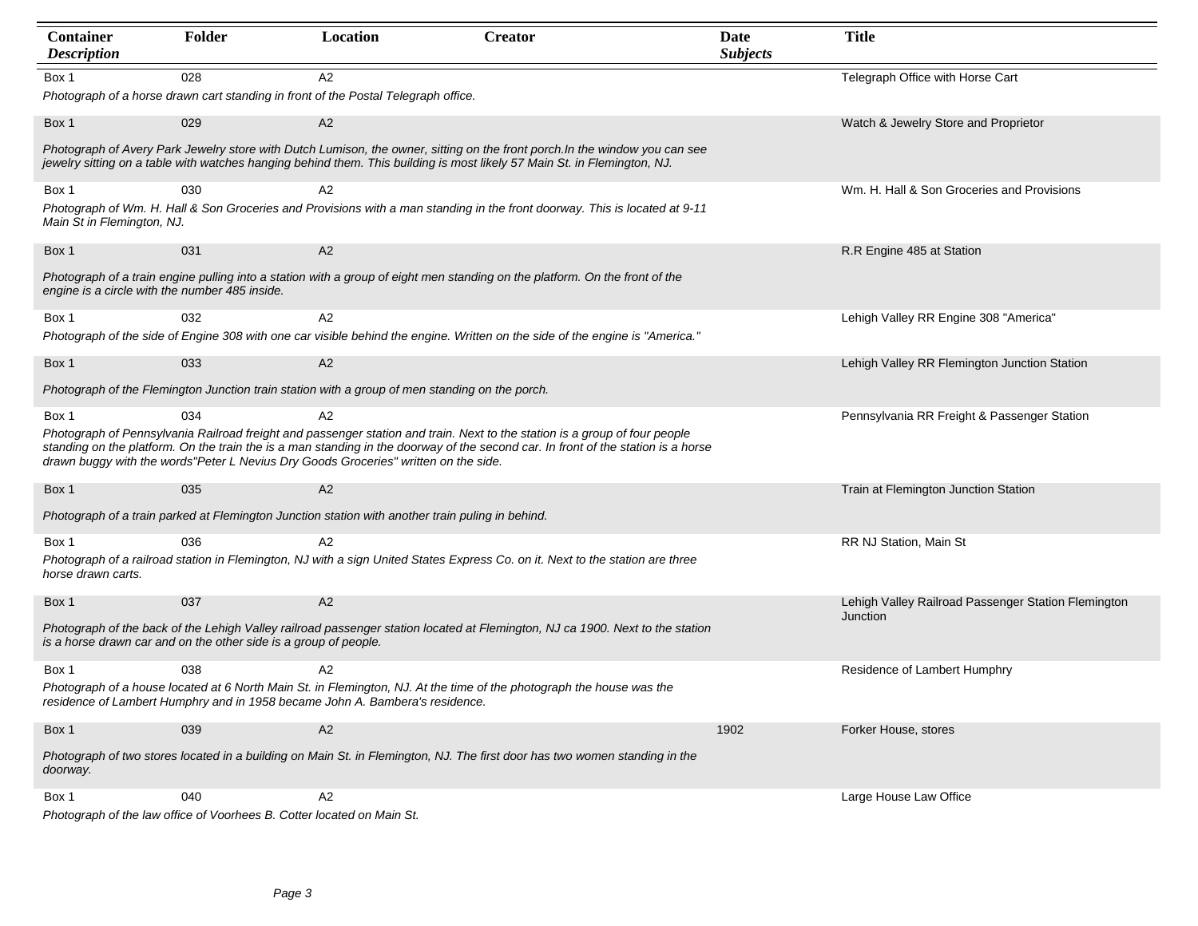| Container Description | Folder | Location | Creator | Date Subjects | Title |
|---|---|---|---|---|---|
| Box 1 | 028 | A2 | | | Telegraph Office with Horse Cart |
| *Photograph of a horse drawn cart standing in front of the Postal Telegraph office.* | | | | | |
| Box 1 | 029 | A2 | | | Watch & Jewelry Store and Proprietor |
| *Photograph of Avery Park Jewelry store with Dutch Lumison, the owner, sitting on the front porch.In the window you can see jewelry sitting on a table with watches hanging behind them. This building is most likely 57 Main St. in Flemington, NJ.* | | | | | |
| Box 1 | 030 | A2 | | | Wm. H. Hall & Son Groceries and Provisions |
| *Photograph of Wm. H. Hall & Son Groceries and Provisions with a man standing in the front doorway. This is located at 9-11 Main St in Flemington, NJ.* | | | | | |
| Box 1 | 031 | A2 | | | R.R Engine 485 at Station |
| *Photograph of a train engine pulling into a station with a group of eight men standing on the platform. On the front of the engine is a circle with the number 485 inside.* | | | | | |
| Box 1 | 032 | A2 | | | Lehigh Valley RR Engine 308 "America" |
| *Photograph of the side of Engine 308 with one car visible behind the engine. Written on the side of the engine is "America."* | | | | | |
| Box 1 | 033 | A2 | | | Lehigh Valley RR Flemington Junction Station |
| *Photograph of the Flemington Junction train station with a group of men standing on the porch.* | | | | | |
| Box 1 | 034 | A2 | | | Pennsylvania RR Freight & Passenger Station |
| *Photograph of Pennsylvania Railroad freight and passenger station and train. Next to the station is a group of four people standing on the platform. On the train the is a man standing in the doorway of the second car. In front of the station is a horse drawn buggy with the words"Peter L Nevius Dry Goods Groceries" written on the side.* | | | | | |
| Box 1 | 035 | A2 | | | Train at Flemington Junction Station |
| *Photograph of a train parked at Flemington Junction station with another train puling in behind.* | | | | | |
| Box 1 | 036 | A2 | | | RR NJ Station, Main St |
| *Photograph of a railroad station in Flemington, NJ with a sign United States Express Co. on it. Next to the station are three horse drawn carts.* | | | | | |
| Box 1 | 037 | A2 | | | Lehigh Valley Railroad Passenger Station Flemington Junction |
| *Photograph of the back of the Lehigh Valley railroad passenger station located at Flemington, NJ ca 1900. Next to the station is a horse drawn car and on the other side is a group of people.* | | | | | |
| Box 1 | 038 | A2 | | | Residence of Lambert Humphry |
| *Photograph of a house located at 6 North Main St. in Flemington, NJ. At the time of the photograph the house was the residence of Lambert Humphry and in 1958 became John A. Bambera's residence.* | | | | | |
| Box 1 | 039 | A2 | | 1902 | Forker House, stores |
| *Photograph of two stores located in a building on Main St. in Flemington, NJ. The first door has two women standing in the doorway.* | | | | | |
| Box 1 | 040 | A2 | | | Large House Law Office |
| *Photograph of the law office of Voorhees B. Cotter located on Main St.* | | | | | |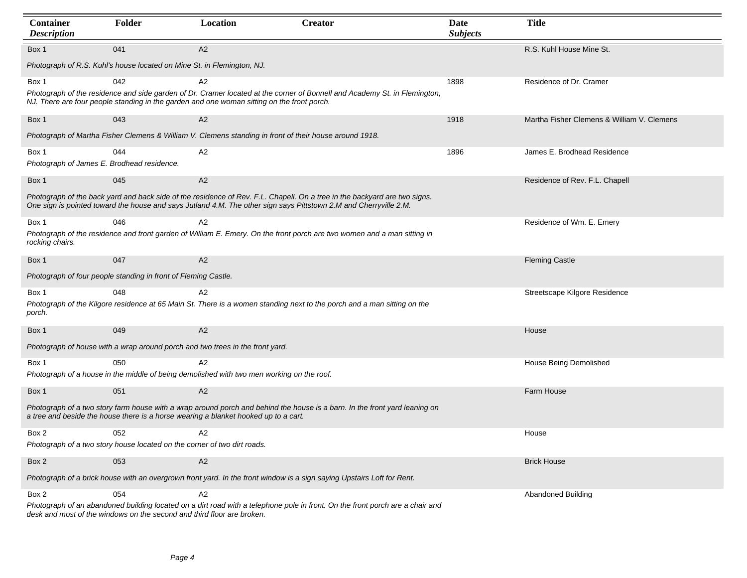| Container *Description* | Folder | Location | Creator | Date *Subjects* | Title |
|---|---|---|---|---|---|
| Box 1 | 041 | A2 | | | R.S. Kuhl House Mine St. |
| *Photograph of R.S. Kuhl's house located on Mine St. in Flemington, NJ.* | | | | | |
| Box 1 | 042 | A2 | | 1898 | Residence of Dr. Cramer |
| *Photograph of the residence and side garden of Dr. Cramer located at the corner of Bonnell and Academy St. in Flemington, NJ. There are four people standing in the garden and one woman sitting on the front porch.* | | | | | |
| Box 1 | 043 | A2 | | 1918 | Martha Fisher Clemens & William V. Clemens |
| *Photograph of Martha Fisher Clemens & William V. Clemens standing in front of their house around 1918.* | | | | | |
| Box 1 | 044 | A2 | | 1896 | James E. Brodhead Residence |
| *Photograph of James E. Brodhead residence.* | | | | | |
| Box 1 | 045 | A2 | | | Residence of Rev. F.L. Chapell |
| *Photograph of the back yard and back side of the residence of Rev. F.L. Chapell. On a tree in the backyard are two signs. One sign is pointed toward the house and says Jutland 4.M. The other sign says Pittstown 2.M and Cherryville 2.M.* | | | | | |
| Box 1 | 046 | A2 | | | Residence of Wm. E. Emery |
| *Photograph of the residence and front garden of William E. Emery. On the front porch are two women and a man sitting in rocking chairs.* | | | | | |
| Box 1 | 047 | A2 | | | Fleming Castle |
| *Photograph of four people standing in front of Fleming Castle.* | | | | | |
| Box 1 | 048 | A2 | | | Streetscape Kilgore Residence |
| *Photograph of the Kilgore residence at 65 Main St. There is a women standing next to the porch and a man sitting on the porch.* | | | | | |
| Box 1 | 049 | A2 | | | House |
| *Photograph of house with a wrap around porch and two trees in the front yard.* | | | | | |
| Box 1 | 050 | A2 | | | House Being Demolished |
| *Photograph of a house in the middle of being demolished with two men working on the roof.* | | | | | |
| Box 1 | 051 | A2 | | | Farm House |
| *Photograph of a two story farm house with a wrap around porch and behind the house is a barn. In the front yard leaning on a tree and beside the house there is a horse wearing a blanket hooked up to a cart.* | | | | | |
| Box 2 | 052 | A2 | | | House |
| *Photograph of a two story house located on the corner of two dirt roads.* | | | | | |
| Box 2 | 053 | A2 | | | Brick House |
| *Photograph of a brick house with an overgrown front yard. In the front window is a sign saying Upstairs Loft for Rent.* | | | | | |
| Box 2 | 054 | A2 | | | Abandoned Building |
| *Photograph of an abandoned building located on a dirt road with a telephone pole in front. On the front porch are a chair and desk and most of the windows on the second and third floor are broken.* | | | | | |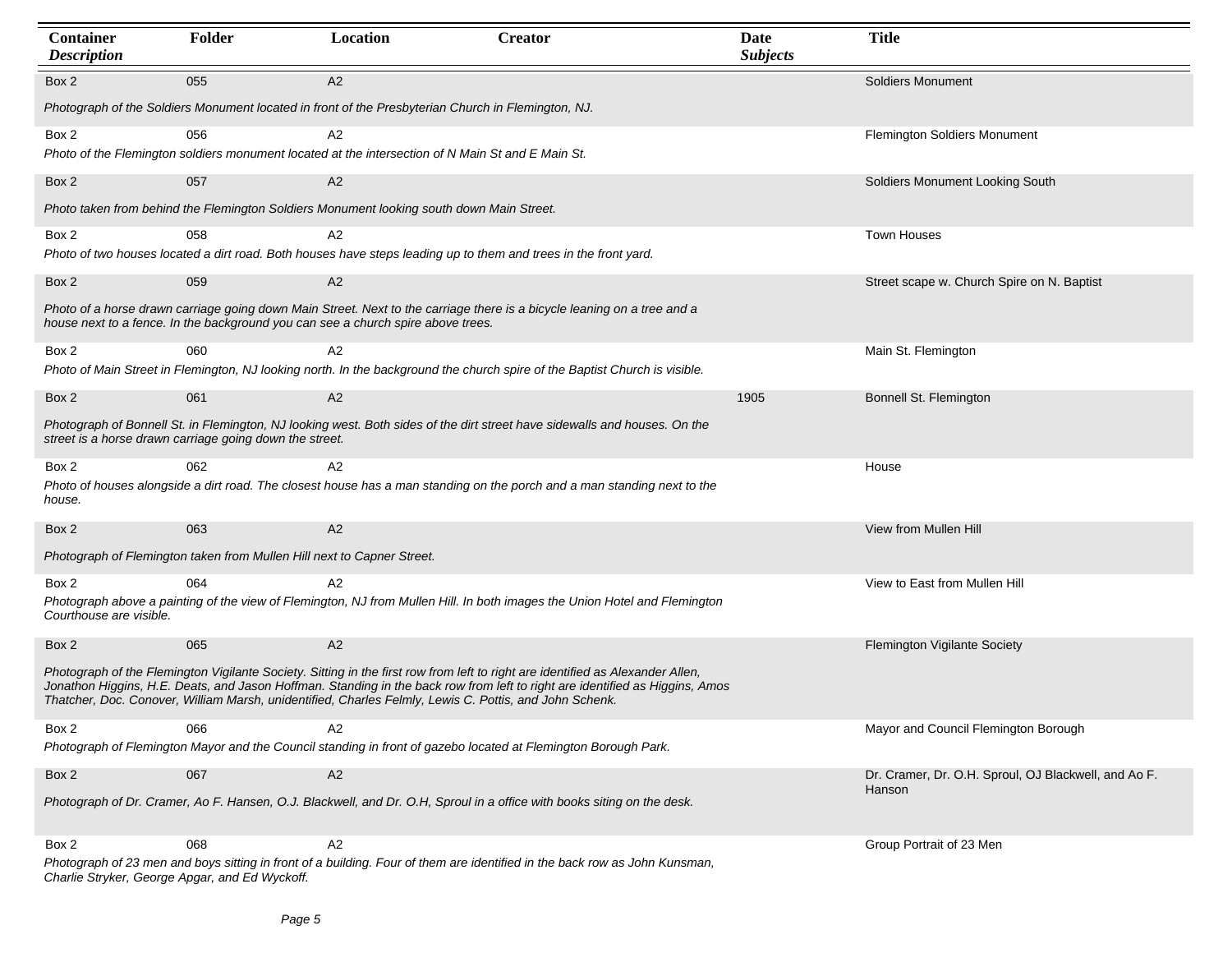| Container Description | Folder | Location | Creator | Date Subjects | Title |
|---|---|---|---|---|---|
| Box 2 | 055 | A2 | | | Soldiers Monument |
| *Photograph of the Soldiers Monument located in front of the Presbyterian Church in Flemington, NJ.* | | | | | |
| Box 2 | 056 | A2 | | | Flemington Soldiers Monument |
| *Photo of the Flemington soldiers monument located at the intersection of N Main St and E Main St.* | | | | | |
| Box 2 | 057 | A2 | | | Soldiers Monument Looking South |
| *Photo taken from behind the Flemington Soldiers Monument looking south down Main Street.* | | | | | |
| Box 2 | 058 | A2 | | | Town Houses |
| *Photo of two houses located a dirt road. Both houses have steps leading up to them and trees in the front yard.* | | | | | |
| Box 2 | 059 | A2 | | | Street scape w. Church Spire on N. Baptist |
| *Photo of a horse drawn carriage going down Main Street. Next to the carriage there is a bicycle leaning on a tree and a house next to a fence. In the background you can see a church spire above trees.* | | | | | |
| Box 2 | 060 | A2 | | | Main St. Flemington |
| *Photo of Main Street in Flemington, NJ looking north. In the background the church spire of the Baptist Church is visible.* | | | | | |
| Box 2 | 061 | A2 | | 1905 | Bonnell St. Flemington |
| *Photograph of Bonnell St. in Flemington, NJ looking west. Both sides of the dirt street have sidewalls and houses. On the street is a horse drawn carriage going down the street.* | | | | | |
| Box 2 | 062 | A2 | | | House |
| *Photo of houses alongside a dirt road. The closest house has a man standing on the porch and a man standing next to the house.* | | | | | |
| Box 2 | 063 | A2 | | | View from Mullen Hill |
| *Photograph of Flemington taken from Mullen Hill next to Capner Street.* | | | | | |
| Box 2 | 064 | A2 | | | View to East from Mullen Hill |
| *Photograph above a painting of the view of Flemington, NJ from Mullen Hill. In both images the Union Hotel and Flemington Courthouse are visible.* | | | | | |
| Box 2 | 065 | A2 | | | Flemington Vigilante Society |
| *Photograph of the Flemington Vigilante Society. Sitting in the first row from left to right are identified as Alexander Allen, Jonathon Higgins, H.E. Deats, and Jason Hoffman. Standing in the back row from left to right are identified as Higgins, Amos Thatcher, Doc. Conover, William Marsh, unidentified, Charles Felmly, Lewis C. Pottis, and John Schenk.* | | | | | |
| Box 2 | 066 | A2 | | | Mayor and Council Flemington Borough |
| *Photograph of Flemington Mayor and the Council standing in front of gazebo located at Flemington Borough Park.* | | | | | |
| Box 2 | 067 | A2 | | | Dr. Cramer, Dr. O.H. Sproul, OJ Blackwell, and Ao F. Hanson |
| *Photograph of Dr. Cramer, Ao F. Hansen, O.J. Blackwell, and Dr. O.H, Sproul in a office with books siting on the desk.* | | | | | |
| Box 2 | 068 | A2 | | | Group Portrait of 23 Men |
| *Photograph of 23 men and boys sitting in front of a building. Four of them are identified in the back row as John Kunsman, Charlie Stryker, George Apgar, and Ed Wyckoff.* | | | | | |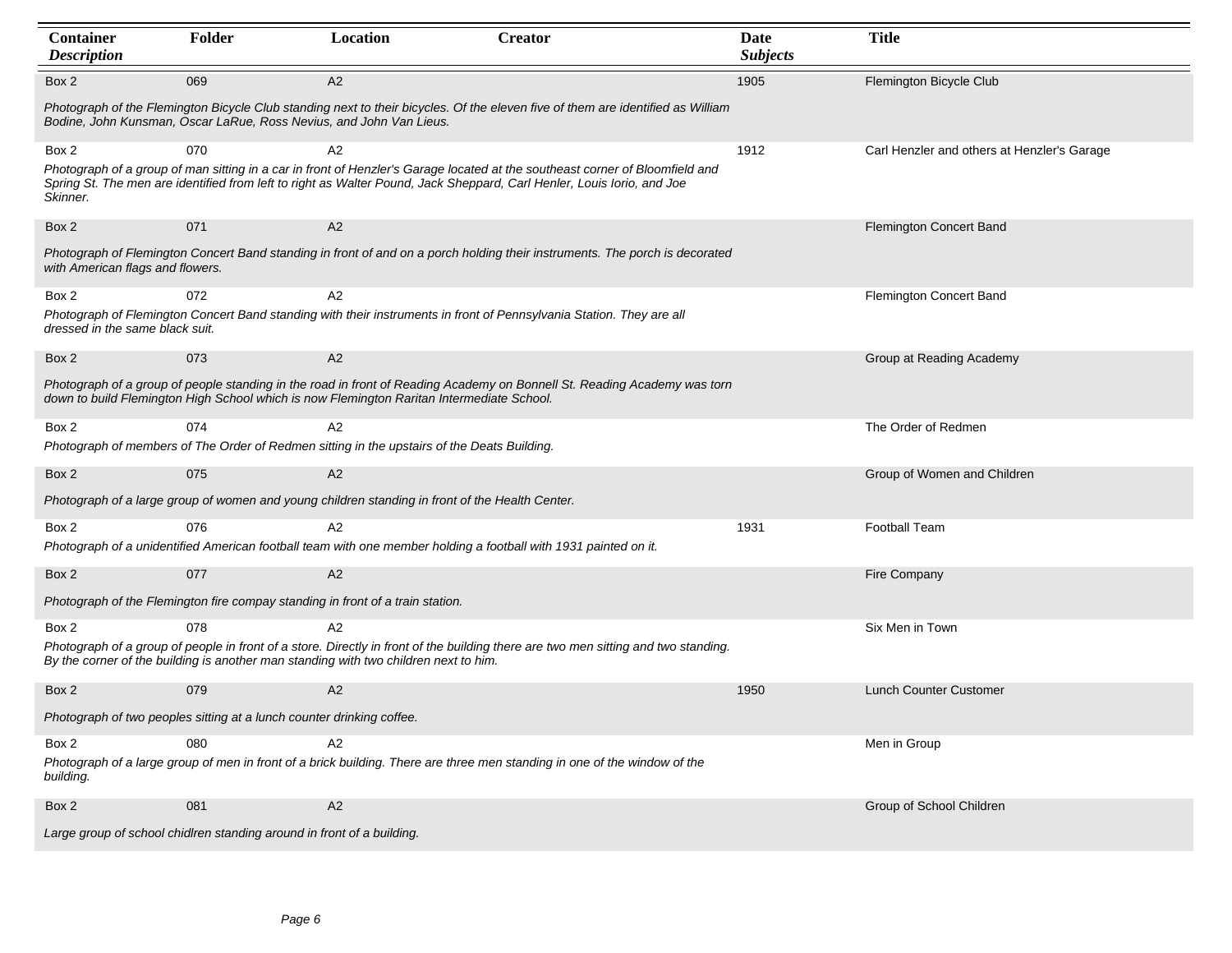| Container *Description* | Folder | Location | Creator | Date *Subjects* | Title |
|---|---|---|---|---|---|
| Box 2 | 069 | A2 | | 1905 | Flemington Bicycle Club |
| *Photograph of the Flemington Bicycle Club standing next to their bicycles. Of the eleven five of them are identified as William Bodine, John Kunsman, Oscar LaRue, Ross Nevius, and John Van Lieus.* | | | | | |
| Box 2 | 070 | A2 | | 1912 | Carl Henzler and others at Henzler's Garage |
| *Photograph of a group of man sitting in a car in front of Henzler's Garage located at the southeast corner of Bloomfield and Spring St. The men are identified from left to right as Walter Pound, Jack Sheppard, Carl Henler, Louis Iorio, and Joe Skinner.* | | | | | |
| Box 2 | 071 | A2 | | | Flemington Concert Band |
| *Photograph of Flemington Concert Band standing in front of and on a porch holding their instruments. The porch is decorated with American flags and flowers.* | | | | | |
| Box 2 | 072 | A2 | | | Flemington Concert Band |
| *Photograph of Flemington Concert Band standing with their instruments in front of Pennsylvania Station. They are all dressed in the same black suit.* | | | | | |
| Box 2 | 073 | A2 | | | Group at Reading Academy |
| *Photograph of a group of people standing in the road in front of Reading Academy on Bonnell St. Reading Academy was torn down to build Flemington High School which is now Flemington Raritan Intermediate School.* | | | | | |
| Box 2 | 074 | A2 | | | The Order of Redmen |
| *Photograph of members of The Order of Redmen sitting in the upstairs of the Deats Building.* | | | | | |
| Box 2 | 075 | A2 | | | Group of Women and Children |
| *Photograph of a large group of women and young children standing in front of the Health Center.* | | | | | |
| Box 2 | 076 | A2 | | 1931 | Football Team |
| *Photograph of a unidentified American football team with one member holding a football with 1931 painted on it.* | | | | | |
| Box 2 | 077 | A2 | | | Fire Company |
| *Photograph of the Flemington fire compay standing in front of a train station.* | | | | | |
| Box 2 | 078 | A2 | | | Six Men in Town |
| *Photograph of a group of people in front of a store. Directly in front of the building there are two men sitting and two standing. By the corner of the building is another man standing with two children next to him.* | | | | | |
| Box 2 | 079 | A2 | | 1950 | Lunch Counter Customer |
| *Photograph of two peoples sitting at a lunch counter drinking coffee.* | | | | | |
| Box 2 | 080 | A2 | | | Men in Group |
| *Photograph of a large group of men in front of a brick building. There are three men standing in one of the window of the building.* | | | | | |
| Box 2 | 081 | A2 | | | Group of School Children |
| *Large group of school chidlren standing around in front of a building.* | | | | | |